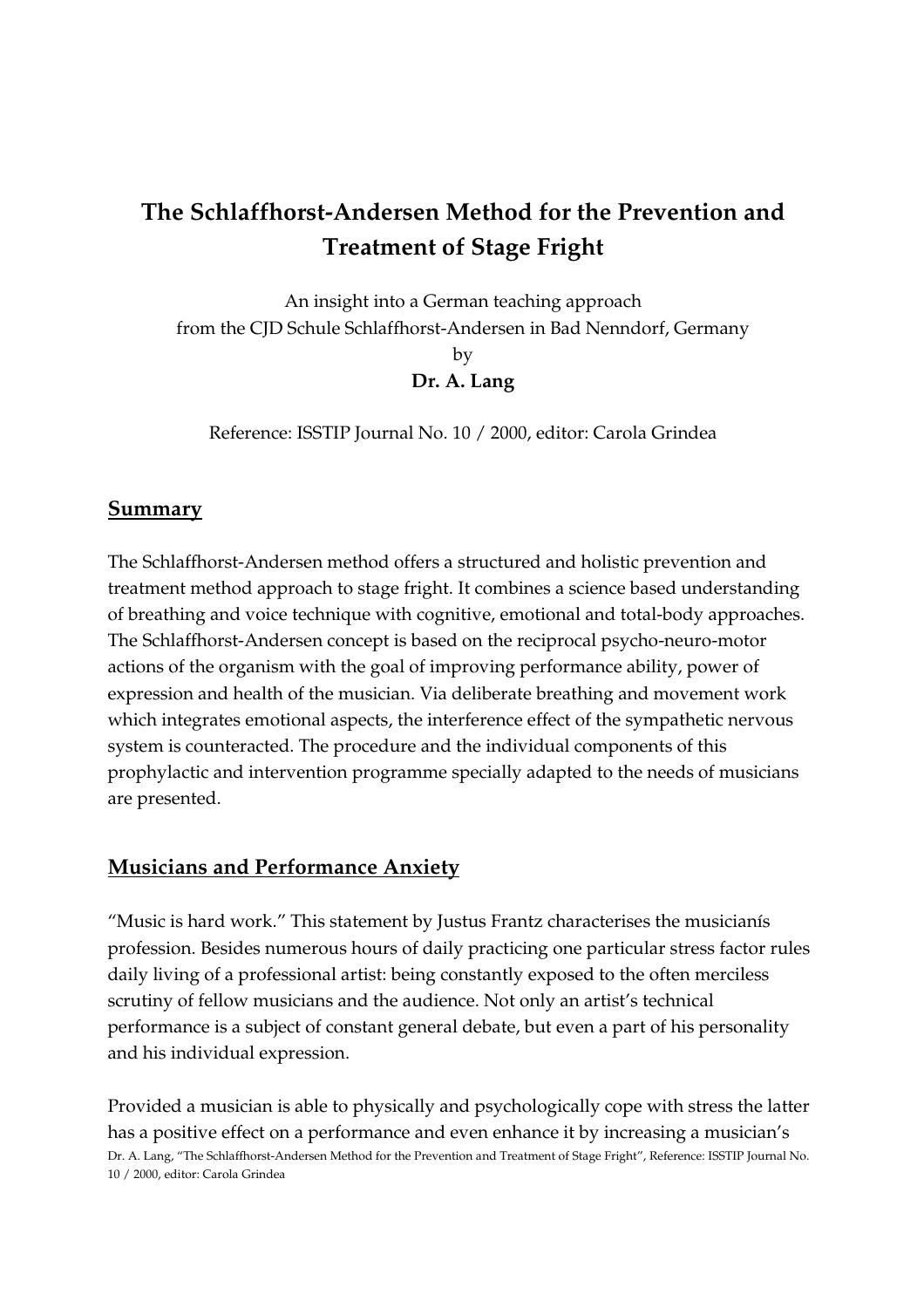# The Schlaffhorst-Andersen Method for the Prevention and Treatment of Stage Fright

An insight into a German teaching approach
from the CJD Schule Schlaffhorst-Andersen in Bad Nenndorf, Germany
by
**Dr. A. Lang**

Reference: ISSTIP Journal No. 10 / 2000, editor: Carola Grindea

## Summary

The Schlaffhorst-Andersen method offers a structured and holistic prevention and treatment method approach to stage fright. It combines a science based understanding of breathing and voice technique with cognitive, emotional and total-body approaches. The Schlaffhorst-Andersen concept is based on the reciprocal psycho-neuro-motor actions of the organism with the goal of improving performance ability, power of expression and health of the musician. Via deliberate breathing and movement work which integrates emotional aspects, the interference effect of the sympathetic nervous system is counteracted. The procedure and the individual components of this prophylactic and intervention programme specially adapted to the needs of musicians are presented.

## Musicians and Performance Anxiety

"Music is hard work." This statement by Justus Frantz characterises the musicianís profession. Besides numerous hours of daily practicing one particular stress factor rules daily living of a professional artist: being constantly exposed to the often merciless scrutiny of fellow musicians and the audience. Not only an artist's technical performance is a subject of constant general debate, but even a part of his personality and his individual expression.

Provided a musician is able to physically and psychologically cope with stress the latter has a positive effect on a performance and even enhance it by increasing a musician's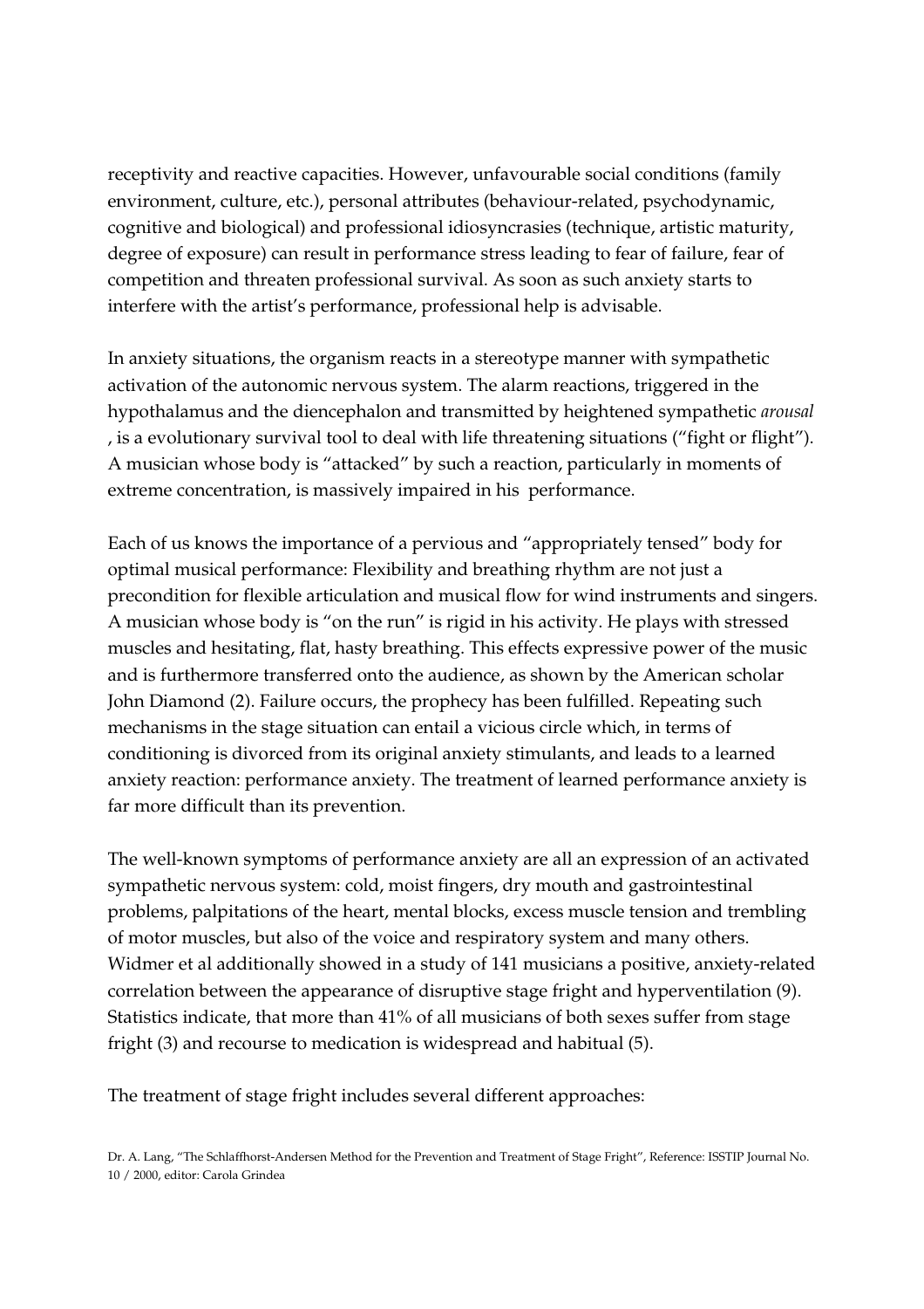receptivity and reactive capacities. However, unfavourable social conditions (family environment, culture, etc.), personal attributes (behaviour-related, psychodynamic, cognitive and biological) and professional idiosyncrasies (technique, artistic maturity, degree of exposure) can result in performance stress leading to fear of failure, fear of competition and threaten professional survival. As soon as such anxiety starts to interfere with the artist's performance, professional help is advisable.

In anxiety situations, the organism reacts in a stereotype manner with sympathetic activation of the autonomic nervous system. The alarm reactions, triggered in the hypothalamus and the diencephalon and transmitted by heightened sympathetic *arousal* , is a evolutionary survival tool to deal with life threatening situations ("fight or flight"). A musician whose body is "attacked" by such a reaction, particularly in moments of extreme concentration, is massively impaired in his performance.

Each of us knows the importance of a pervious and "appropriately tensed" body for optimal musical performance: Flexibility and breathing rhythm are not just a precondition for flexible articulation and musical flow for wind instruments and singers. A musician whose body is "on the run" is rigid in his activity. He plays with stressed muscles and hesitating, flat, hasty breathing. This effects expressive power of the music and is furthermore transferred onto the audience, as shown by the American scholar John Diamond (2). Failure occurs, the prophecy has been fulfilled. Repeating such mechanisms in the stage situation can entail a vicious circle which, in terms of conditioning is divorced from its original anxiety stimulants, and leads to a learned anxiety reaction: performance anxiety. The treatment of learned performance anxiety is far more difficult than its prevention.

The well-known symptoms of performance anxiety are all an expression of an activated sympathetic nervous system: cold, moist fingers, dry mouth and gastrointestinal problems, palpitations of the heart, mental blocks, excess muscle tension and trembling of motor muscles, but also of the voice and respiratory system and many others. Widmer et al additionally showed in a study of 141 musicians a positive, anxiety-related correlation between the appearance of disruptive stage fright and hyperventilation (9). Statistics indicate, that more than 41% of all musicians of both sexes suffer from stage fright (3) and recourse to medication is widespread and habitual (5).

The treatment of stage fright includes several different approaches: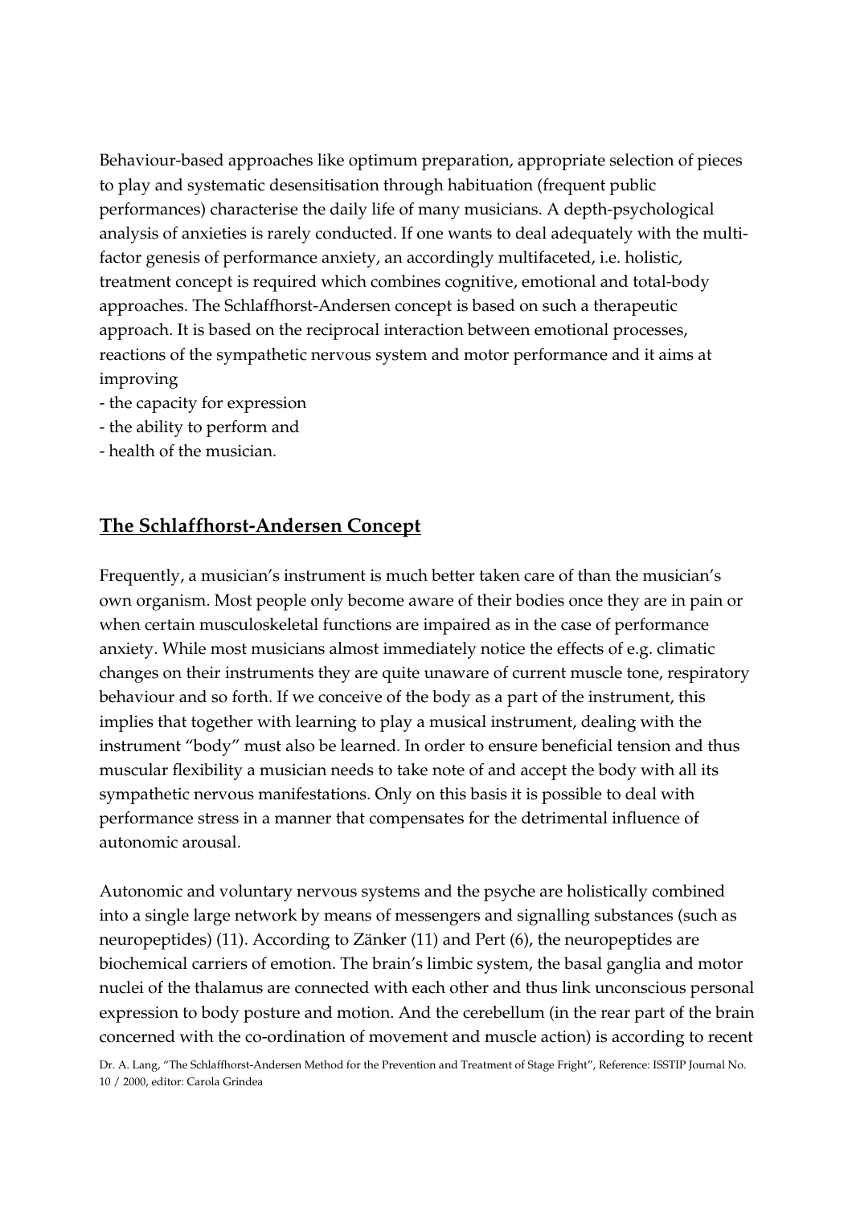Behaviour-based approaches like optimum preparation, appropriate selection of pieces to play and systematic desensitisation through habituation (frequent public performances) characterise the daily life of many musicians. A depth-psychological analysis of anxieties is rarely conducted. If one wants to deal adequately with the multi-factor genesis of performance anxiety, an accordingly multifaceted, i.e. holistic, treatment concept is required which combines cognitive, emotional and total-body approaches. The Schlaffhorst-Andersen concept is based on such a therapeutic approach. It is based on the reciprocal interaction between emotional processes, reactions of the sympathetic nervous system and motor performance and it aims at improving

- the capacity for expression
- the ability to perform and
- health of the musician.

## The Schlaffhorst-Andersen Concept

Frequently, a musician's instrument is much better taken care of than the musician's own organism. Most people only become aware of their bodies once they are in pain or when certain musculoskeletal functions are impaired as in the case of performance anxiety. While most musicians almost immediately notice the effects of e.g. climatic changes on their instruments they are quite unaware of current muscle tone, respiratory behaviour and so forth. If we conceive of the body as a part of the instrument, this implies that together with learning to play a musical instrument, dealing with the instrument "body" must also be learned. In order to ensure beneficial tension and thus muscular flexibility a musician needs to take note of and accept the body with all its sympathetic nervous manifestations. Only on this basis it is possible to deal with performance stress in a manner that compensates for the detrimental influence of autonomic arousal.

Autonomic and voluntary nervous systems and the psyche are holistically combined into a single large network by means of messengers and signalling substances (such as neuropeptides) (11). According to Zänker (11) and Pert (6), the neuropeptides are biochemical carriers of emotion. The brain's limbic system, the basal ganglia and motor nuclei of the thalamus are connected with each other and thus link unconscious personal expression to body posture and motion. And the cerebellum (in the rear part of the brain concerned with the co-ordination of movement and muscle action) is according to recent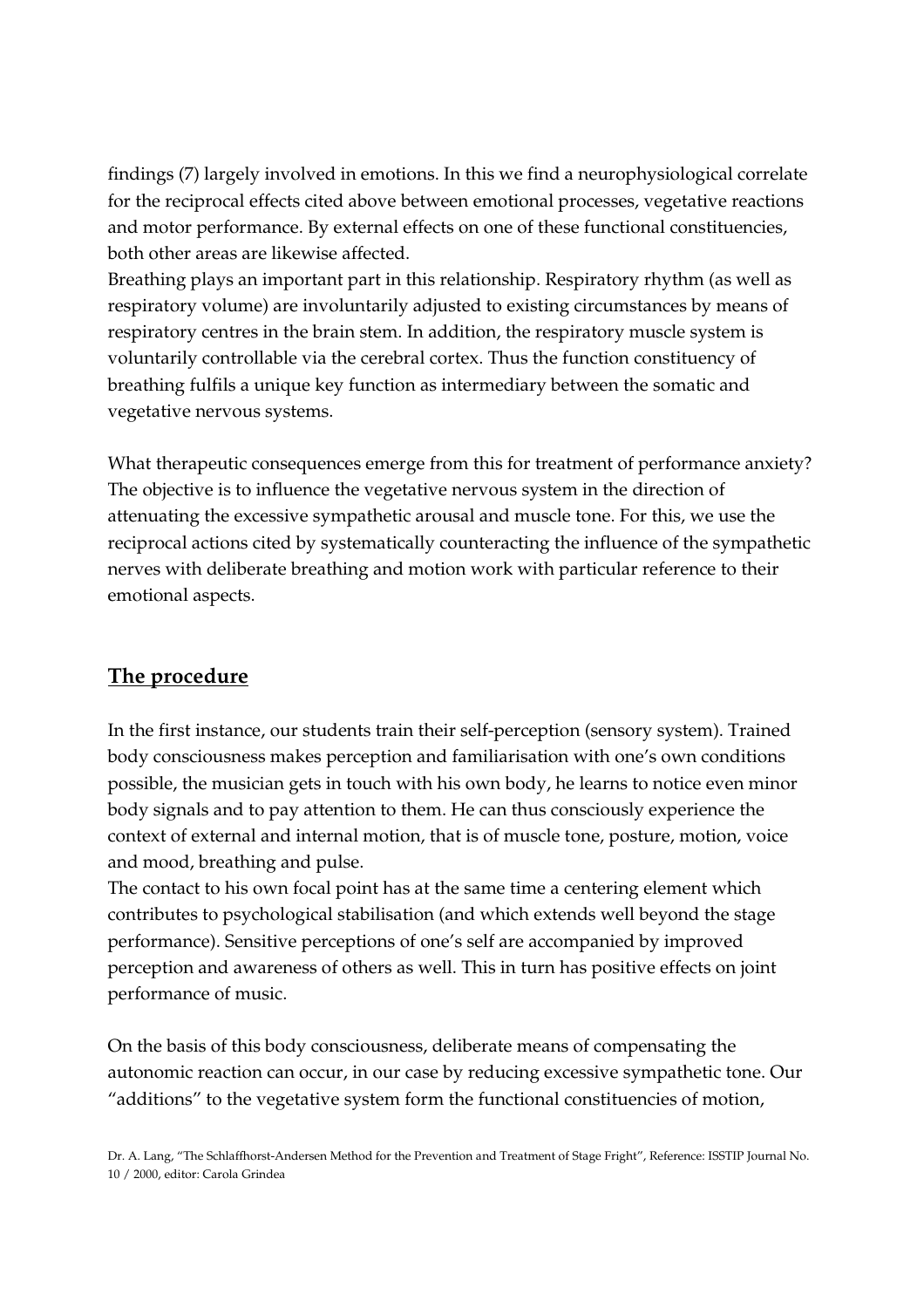findings (7) largely involved in emotions. In this we find a neurophysiological correlate for the reciprocal effects cited above between emotional processes, vegetative reactions and motor performance. By external effects on one of these functional constituencies, both other areas are likewise affected.

Breathing plays an important part in this relationship. Respiratory rhythm (as well as respiratory volume) are involuntarily adjusted to existing circumstances by means of respiratory centres in the brain stem. In addition, the respiratory muscle system is voluntarily controllable via the cerebral cortex. Thus the function constituency of breathing fulfils a unique key function as intermediary between the somatic and vegetative nervous systems.

What therapeutic consequences emerge from this for treatment of performance anxiety? The objective is to influence the vegetative nervous system in the direction of attenuating the excessive sympathetic arousal and muscle tone. For this, we use the reciprocal actions cited by systematically counteracting the influence of the sympathetic nerves with deliberate breathing and motion work with particular reference to their emotional aspects.

## The procedure

In the first instance, our students train their self-perception (sensory system). Trained body consciousness makes perception and familiarisation with one's own conditions possible, the musician gets in touch with his own body, he learns to notice even minor body signals and to pay attention to them. He can thus consciously experience the context of external and internal motion, that is of muscle tone, posture, motion, voice and mood, breathing and pulse.

The contact to his own focal point has at the same time a centering element which contributes to psychological stabilisation (and which extends well beyond the stage performance). Sensitive perceptions of one's self are accompanied by improved perception and awareness of others as well. This in turn has positive effects on joint performance of music.

On the basis of this body consciousness, deliberate means of compensating the autonomic reaction can occur, in our case by reducing excessive sympathetic tone. Our "additions" to the vegetative system form the functional constituencies of motion,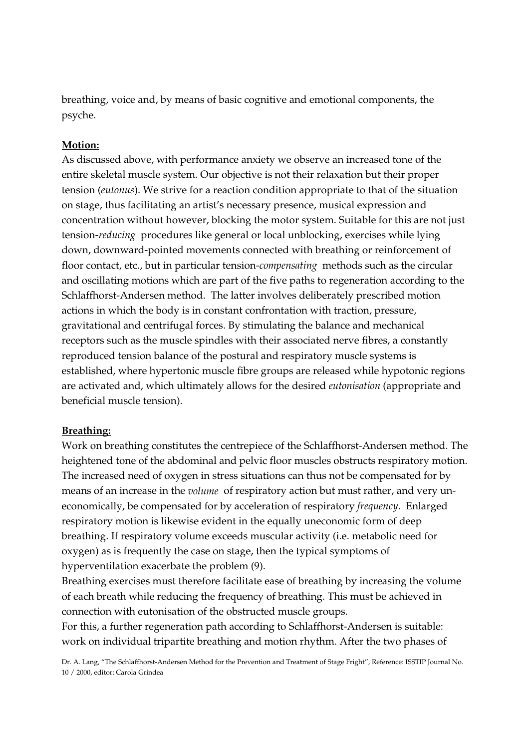breathing, voice and, by means of basic cognitive and emotional components, the psyche.

**Motion:**

As discussed above, with performance anxiety we observe an increased tone of the entire skeletal muscle system. Our objective is not their relaxation but their proper tension (*eutonus*). We strive for a reaction condition appropriate to that of the situation on stage, thus facilitating an artist's necessary presence, musical expression and concentration without however, blocking the motor system. Suitable for this are not just tension-*reducing* procedures like general or local unblocking, exercises while lying down, downward-pointed movements connected with breathing or reinforcement of floor contact, etc., but in particular tension-*compensating* methods such as the circular and oscillating motions which are part of the five paths to regeneration according to the Schlaffhorst-Andersen method. The latter involves deliberately prescribed motion actions in which the body is in constant confrontation with traction, pressure, gravitational and centrifugal forces. By stimulating the balance and mechanical receptors such as the muscle spindles with their associated nerve fibres, a constantly reproduced tension balance of the postural and respiratory muscle systems is established, where hypertonic muscle fibre groups are released while hypotonic regions are activated and, which ultimately allows for the desired *eutonisation* (appropriate and beneficial muscle tension).

**Breathing:**

Work on breathing constitutes the centrepiece of the Schlaffhorst-Andersen method. The heightened tone of the abdominal and pelvic floor muscles obstructs respiratory motion. The increased need of oxygen in stress situations can thus not be compensated for by means of an increase in the *volume* of respiratory action but must rather, and very un-economically, be compensated for by acceleration of respiratory *frequency*. Enlarged respiratory motion is likewise evident in the equally uneconomic form of deep breathing. If respiratory volume exceeds muscular activity (i.e. metabolic need for oxygen) as is frequently the case on stage, then the typical symptoms of hyperventilation exacerbate the problem (9).

Breathing exercises must therefore facilitate ease of breathing by increasing the volume of each breath while reducing the frequency of breathing. This must be achieved in connection with eutonisation of the obstructed muscle groups.

For this, a further regeneration path according to Schlaffhorst-Andersen is suitable: work on individual tripartite breathing and motion rhythm. After the two phases of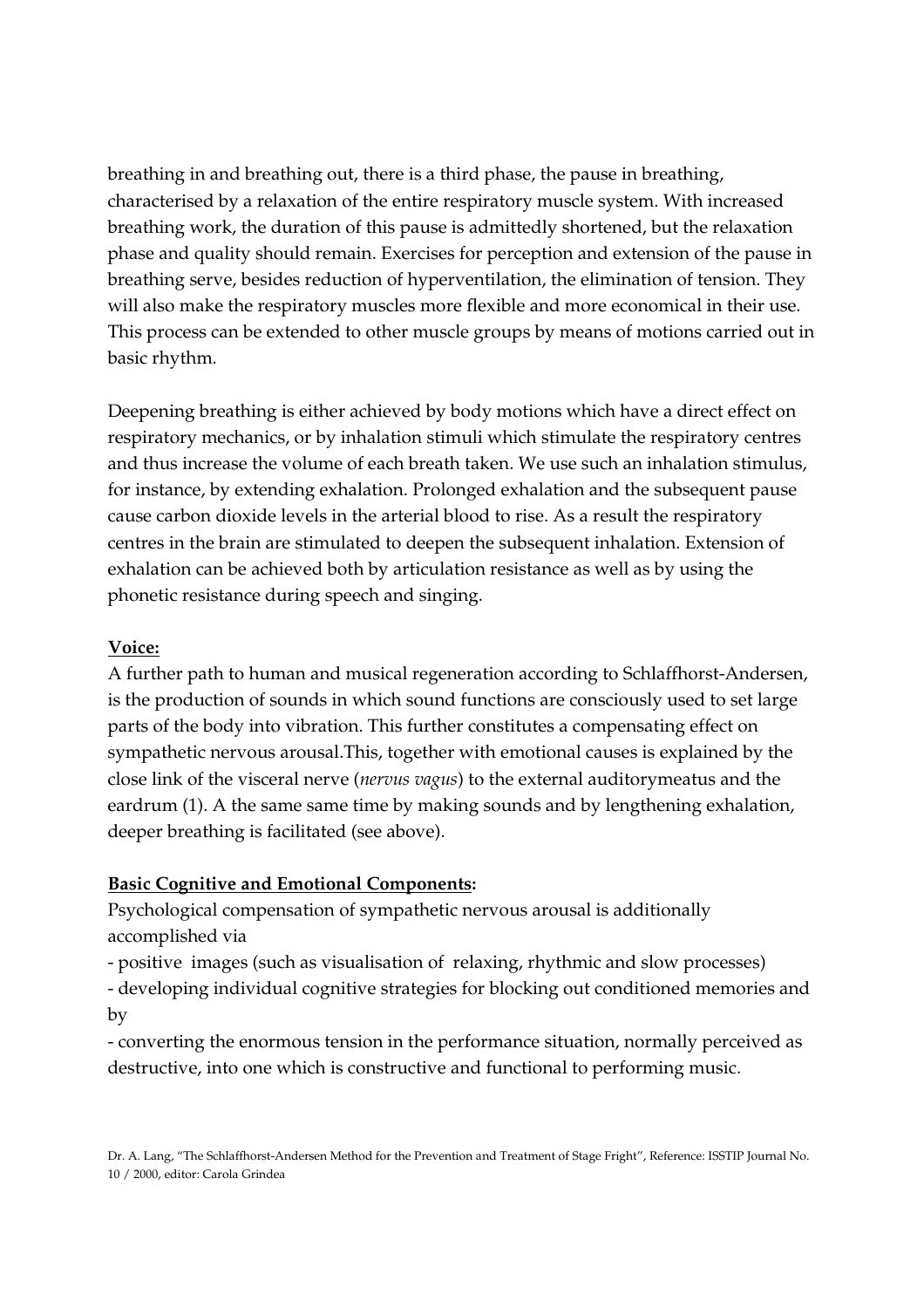breathing in and breathing out, there is a third phase, the pause in breathing, characterised by a relaxation of the entire respiratory muscle system. With increased breathing work, the duration of this pause is admittedly shortened, but the relaxation phase and quality should remain. Exercises for perception and extension of the pause in breathing serve, besides reduction of hyperventilation, the elimination of tension. They will also make the respiratory muscles more flexible and more economical in their use. This process can be extended to other muscle groups by means of motions carried out in basic rhythm.

Deepening breathing is either achieved by body motions which have a direct effect on respiratory mechanics, or by inhalation stimuli which stimulate the respiratory centres and thus increase the volume of each breath taken. We use such an inhalation stimulus, for instance, by extending exhalation. Prolonged exhalation and the subsequent pause cause carbon dioxide levels in the arterial blood to rise. As a result the respiratory centres in the brain are stimulated to deepen the subsequent inhalation. Extension of exhalation can be achieved both by articulation resistance as well as by using the phonetic resistance during speech and singing.

**Voice:**

A further path to human and musical regeneration according to Schlaffhorst-Andersen, is the production of sounds in which sound functions are consciously used to set large parts of the body into vibration. This further constitutes a compensating effect on sympathetic nervous arousal.This, together with emotional causes is explained by the close link of the visceral nerve (*nervus vagus*) to the external auditorymeatus and the eardrum (1). A the same same time by making sounds and by lengthening exhalation, deeper breathing is facilitated (see above).

**Basic Cognitive and Emotional Components:**

Psychological compensation of sympathetic nervous arousal is additionally accomplished via

- positive images (such as visualisation of relaxing, rhythmic and slow processes)
- developing individual cognitive strategies for blocking out conditioned memories and by
- converting the enormous tension in the performance situation, normally perceived as destructive, into one which is constructive and functional to performing music.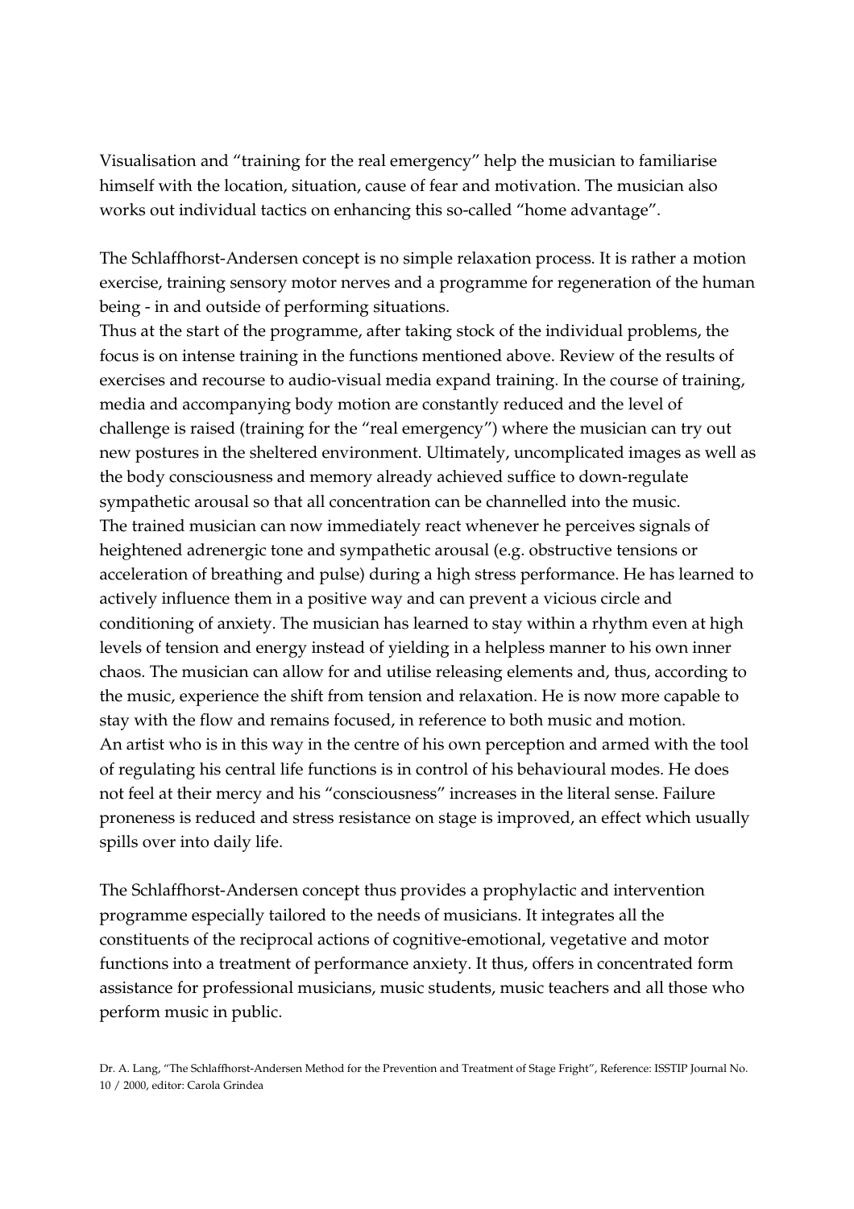Visualisation and "training for the real emergency" help the musician to familiarise himself with the location, situation, cause of fear and motivation. The musician also works out individual tactics on enhancing this so-called "home advantage".

The Schlaffhorst-Andersen concept is no simple relaxation process. It is rather a motion exercise, training sensory motor nerves and a programme for regeneration of the human being - in and outside of performing situations.

Thus at the start of the programme, after taking stock of the individual problems, the focus is on intense training in the functions mentioned above. Review of the results of exercises and recourse to audio-visual media expand training. In the course of training, media and accompanying body motion are constantly reduced and the level of challenge is raised (training for the "real emergency") where the musician can try out new postures in the sheltered environment. Ultimately, uncomplicated images as well as the body consciousness and memory already achieved suffice to down-regulate sympathetic arousal so that all concentration can be channelled into the music.

The trained musician can now immediately react whenever he perceives signals of heightened adrenergic tone and sympathetic arousal (e.g. obstructive tensions or acceleration of breathing and pulse) during a high stress performance. He has learned to actively influence them in a positive way and can prevent a vicious circle and conditioning of anxiety. The musician has learned to stay within a rhythm even at high levels of tension and energy instead of yielding in a helpless manner to his own inner chaos. The musician can allow for and utilise releasing elements and, thus, according to the music, experience the shift from tension and relaxation. He is now more capable to stay with the flow and remains focused, in reference to both music and motion.

An artist who is in this way in the centre of his own perception and armed with the tool of regulating his central life functions is in control of his behavioural modes. He does not feel at their mercy and his "consciousness" increases in the literal sense. Failure proneness is reduced and stress resistance on stage is improved, an effect which usually spills over into daily life.

The Schlaffhorst-Andersen concept thus provides a prophylactic and intervention programme especially tailored to the needs of musicians. It integrates all the constituents of the reciprocal actions of cognitive-emotional, vegetative and motor functions into a treatment of performance anxiety. It thus, offers in concentrated form assistance for professional musicians, music students, music teachers and all those who perform music in public.

Dr. A. Lang, "The Schlaffhorst-Andersen Method for the Prevention and Treatment of Stage Fright", Reference: ISSTIP Journal No. 10 / 2000, editor: Carola Grindea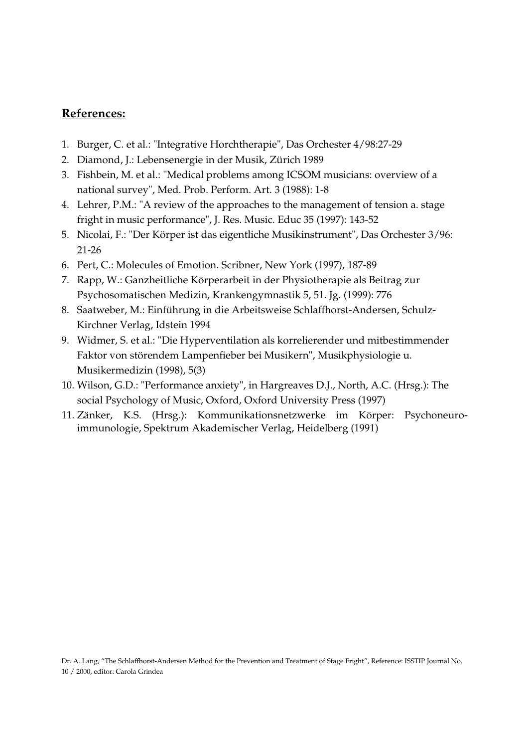## **References:**

1. Burger, C. et al.: "Integrative Horchtherapie", Das Orchester 4/98:27-29
2. Diamond, J.: Lebensenergie in der Musik, Zürich 1989
3. Fishbein, M. et al.: "Medical problems among ICSOM musicians: overview of a national survey", Med. Prob. Perform. Art. 3 (1988): 1-8
4. Lehrer, P.M.: "A review of the approaches to the management of tension a. stage fright in music performance", J. Res. Music. Educ 35 (1997): 143-52
5. Nicolai, F.: "Der Körper ist das eigentliche Musikinstrument", Das Orchester 3/96: 21-26
6. Pert, C.: Molecules of Emotion. Scribner, New York (1997), 187-89
7. Rapp, W.: Ganzheitliche Körperarbeit in der Physiotherapie als Beitrag zur Psychosomatischen Medizin, Krankengymnastik 5, 51. Jg. (1999): 776
8. Saatweber, M.: Einführung in die Arbeitsweise Schlaffhorst-Andersen, Schulz-Kirchner Verlag, Idstein 1994
9. Widmer, S. et al.: "Die Hyperventilation als korrelierender und mitbestimmender Faktor von störendem Lampenfieber bei Musikern", Musikphysiologie u. Musikermedizin (1998), 5(3)
10. Wilson, G.D.: "Performance anxiety", in Hargreaves D.J., North, A.C. (Hrsg.): The social Psychology of Music, Oxford, Oxford University Press (1997)
11. Zänker, K.S. (Hrsg.): Kommunikationsnetzwerke im Körper: Psychoneuro-immunologie, Spektrum Akademischer Verlag, Heidelberg (1991)